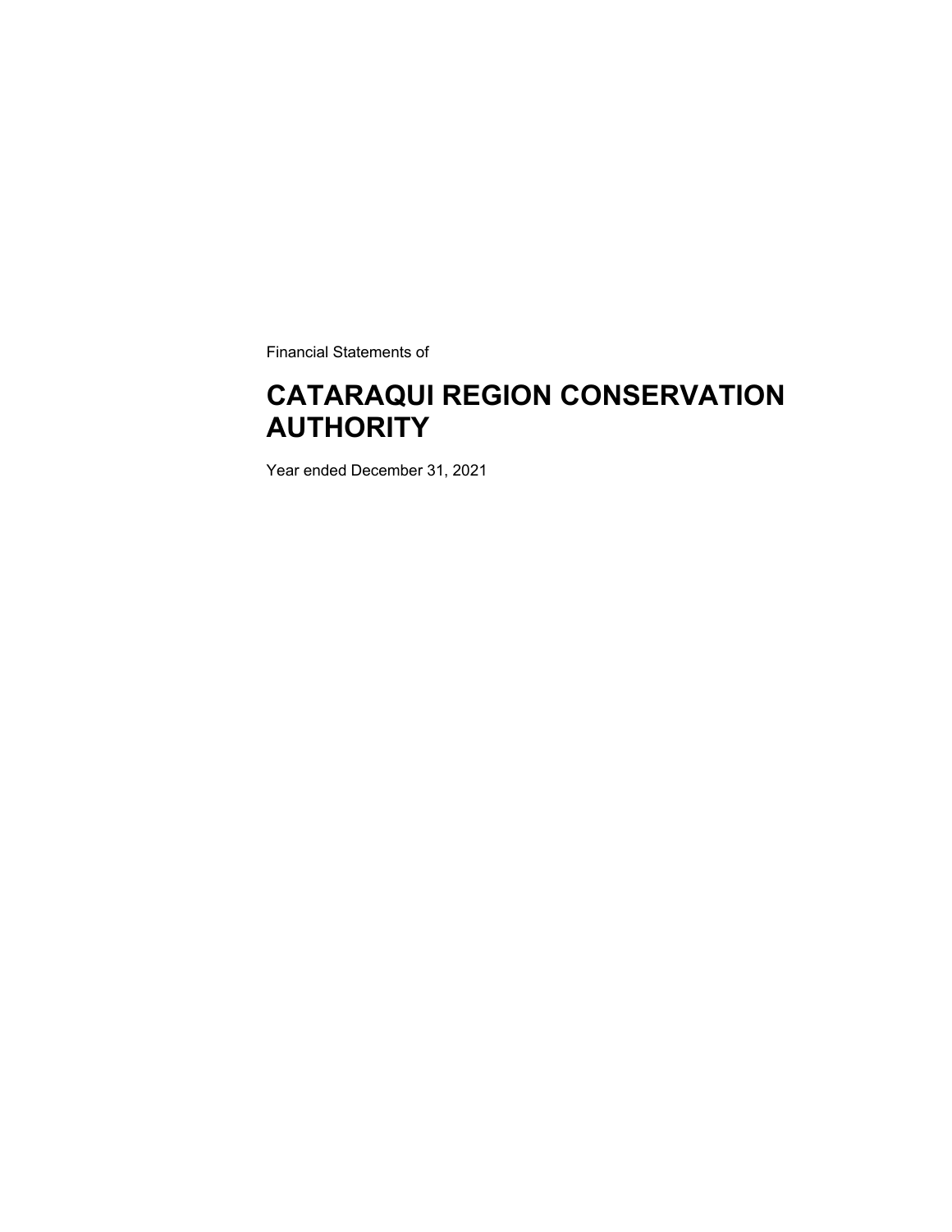Financial Statements of

# CATARAQUI REGION CONSERVATION AUTHORITY

Year ended December 31, 2021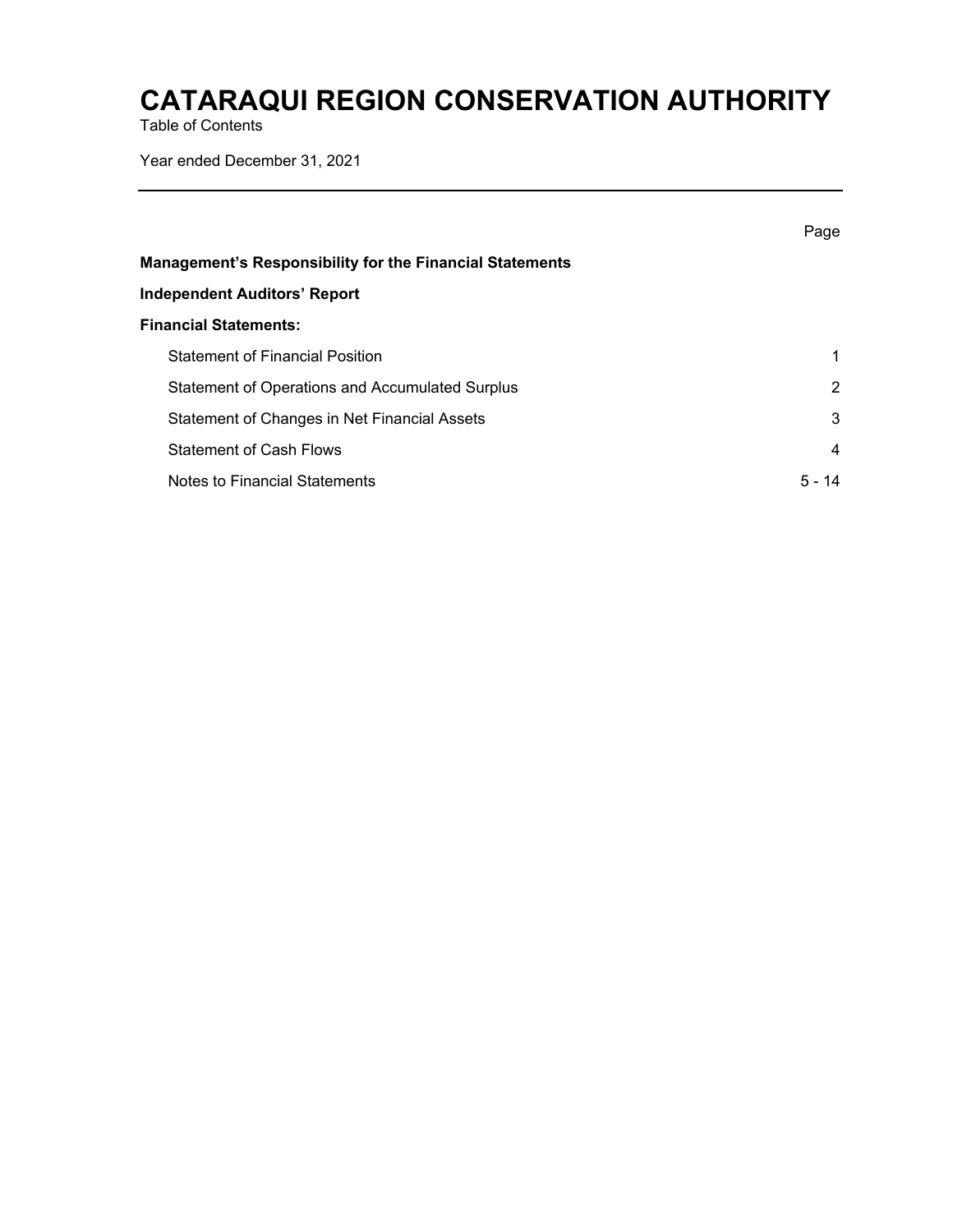# CATARAQUI REGION CONSERVATION AUTHORITY

Table of Contents

Year ended December 31, 2021

| | Page |
|---|---|
| **Management's Responsibility for the Financial Statements** | |
| **Independent Auditors' Report** | |
| **Financial Statements:** | |
| Statement of Financial Position | 1 |
| Statement of Operations and Accumulated Surplus | 2 |
| Statement of Changes in Net Financial Assets | 3 |
| Statement of Cash Flows | 4 |
| Notes to Financial Statements | 5 - 14 |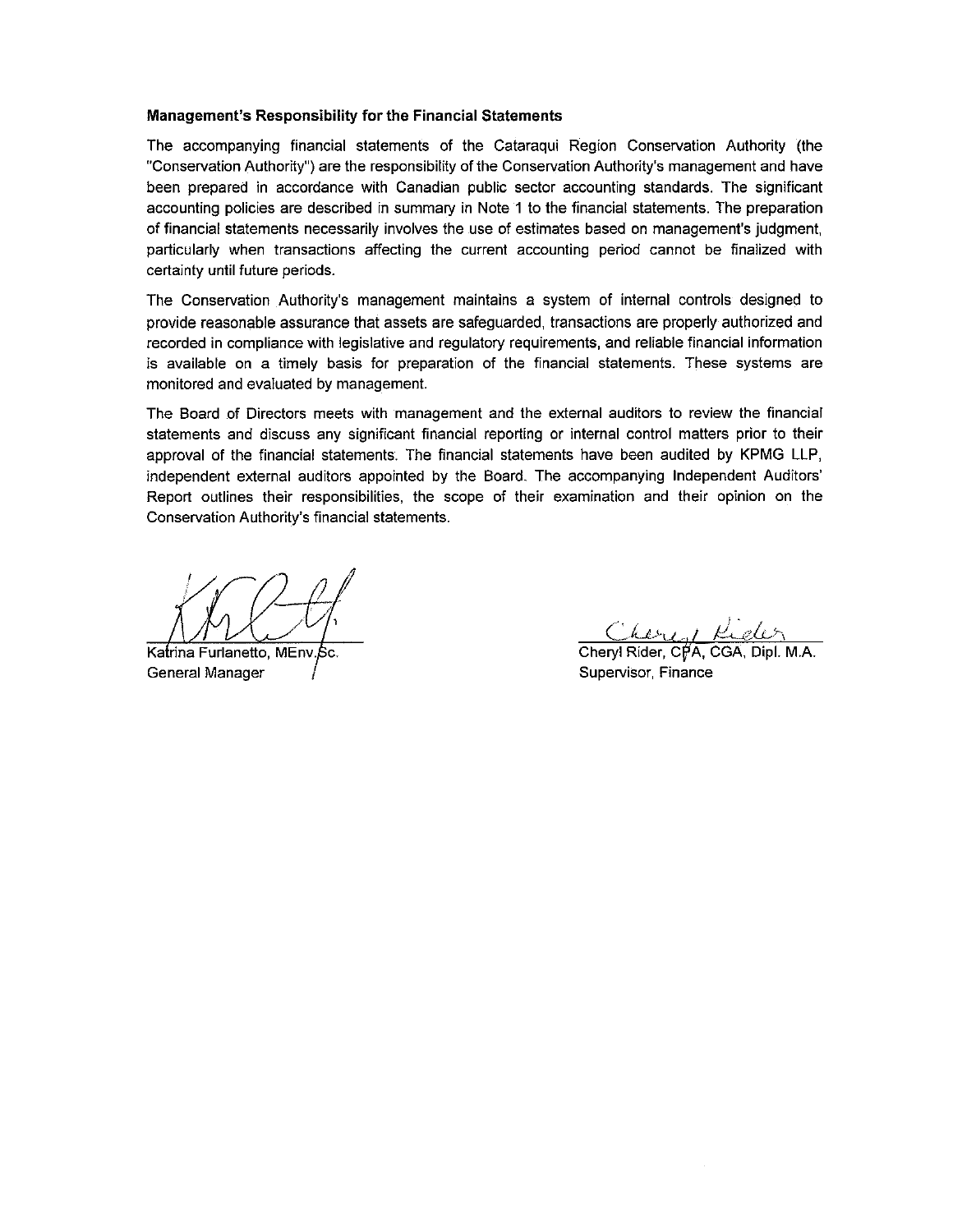**Management's Responsibility for the Financial Statements**

The accompanying financial statements of the Cataraqui Region Conservation Authority (the "Conservation Authority") are the responsibility of the Conservation Authority's management and have been prepared in accordance with Canadian public sector accounting standards. The significant accounting policies are described in summary in Note 1 to the financial statements. The preparation of financial statements necessarily involves the use of estimates based on management's judgment, particularly when transactions affecting the current accounting period cannot be finalized with certainty until future periods.

The Conservation Authority's management maintains a system of internal controls designed to provide reasonable assurance that assets are safeguarded, transactions are properly authorized and recorded in compliance with legislative and regulatory requirements, and reliable financial information is available on a timely basis for preparation of the financial statements. These systems are monitored and evaluated by management.

The Board of Directors meets with management and the external auditors to review the financial statements and discuss any significant financial reporting or internal control matters prior to their approval of the financial statements. The financial statements have been audited by KPMG LLP, independent external auditors appointed by the Board. The accompanying Independent Auditors' Report outlines their responsibilities, the scope of their examination and their opinion on the Conservation Authority's financial statements.

Katrina Furlanetto, MEnv.Sc.
General Manager

Cheryl Rider, CPA, CGA, Dipl. M.A.
Supervisor, Finance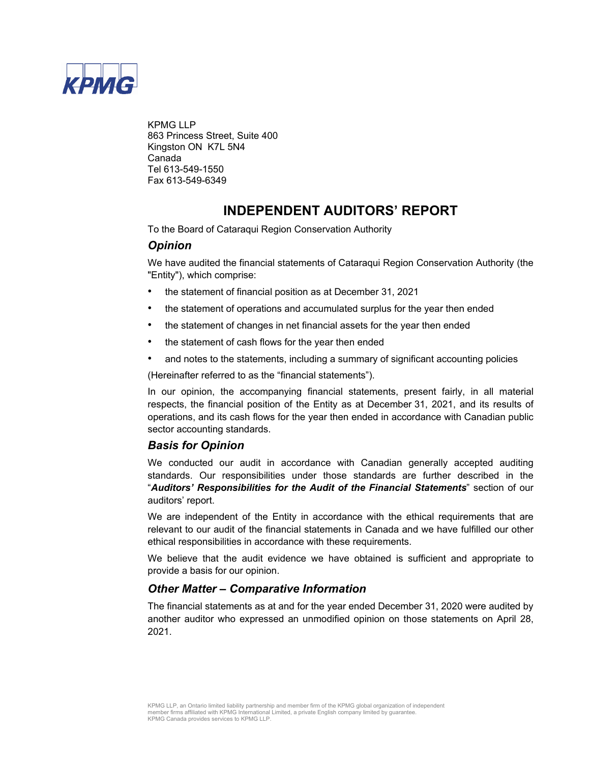KPMG

KPMG LLP
863 Princess Street, Suite 400
Kingston ON K7L 5N4
Canada
Tel 613-549-1550
Fax 613-549-6349

# INDEPENDENT AUDITORS' REPORT

To the Board of Cataraqui Region Conservation Authority

## *Opinion*

We have audited the financial statements of Cataraqui Region Conservation Authority (the "Entity"), which comprise:

- the statement of financial position as at December 31, 2021
- the statement of operations and accumulated surplus for the year then ended
- the statement of changes in net financial assets for the year then ended
- the statement of cash flows for the year then ended
- and notes to the statements, including a summary of significant accounting policies

(Hereinafter referred to as the "financial statements").

In our opinion, the accompanying financial statements, present fairly, in all material respects, the financial position of the Entity as at December 31, 2021, and its results of operations, and its cash flows for the year then ended in accordance with Canadian public sector accounting standards.

## *Basis for Opinion*

We conducted our audit in accordance with Canadian generally accepted auditing standards. Our responsibilities under those standards are further described in the "***Auditors' Responsibilities for the Audit of the Financial Statements***" section of our auditors' report.

We are independent of the Entity in accordance with the ethical requirements that are relevant to our audit of the financial statements in Canada and we have fulfilled our other ethical responsibilities in accordance with these requirements.

We believe that the audit evidence we have obtained is sufficient and appropriate to provide a basis for our opinion.

## *Other Matter – Comparative Information*

The financial statements as at and for the year ended December 31, 2020 were audited by another auditor who expressed an unmodified opinion on those statements on April 28, 2021.

KPMG LLP, an Ontario limited liability partnership and member firm of the KPMG global organization of independent member firms affiliated with KPMG International Limited, a private English company limited by guarantee.
KPMG Canada provides services to KPMG LLP.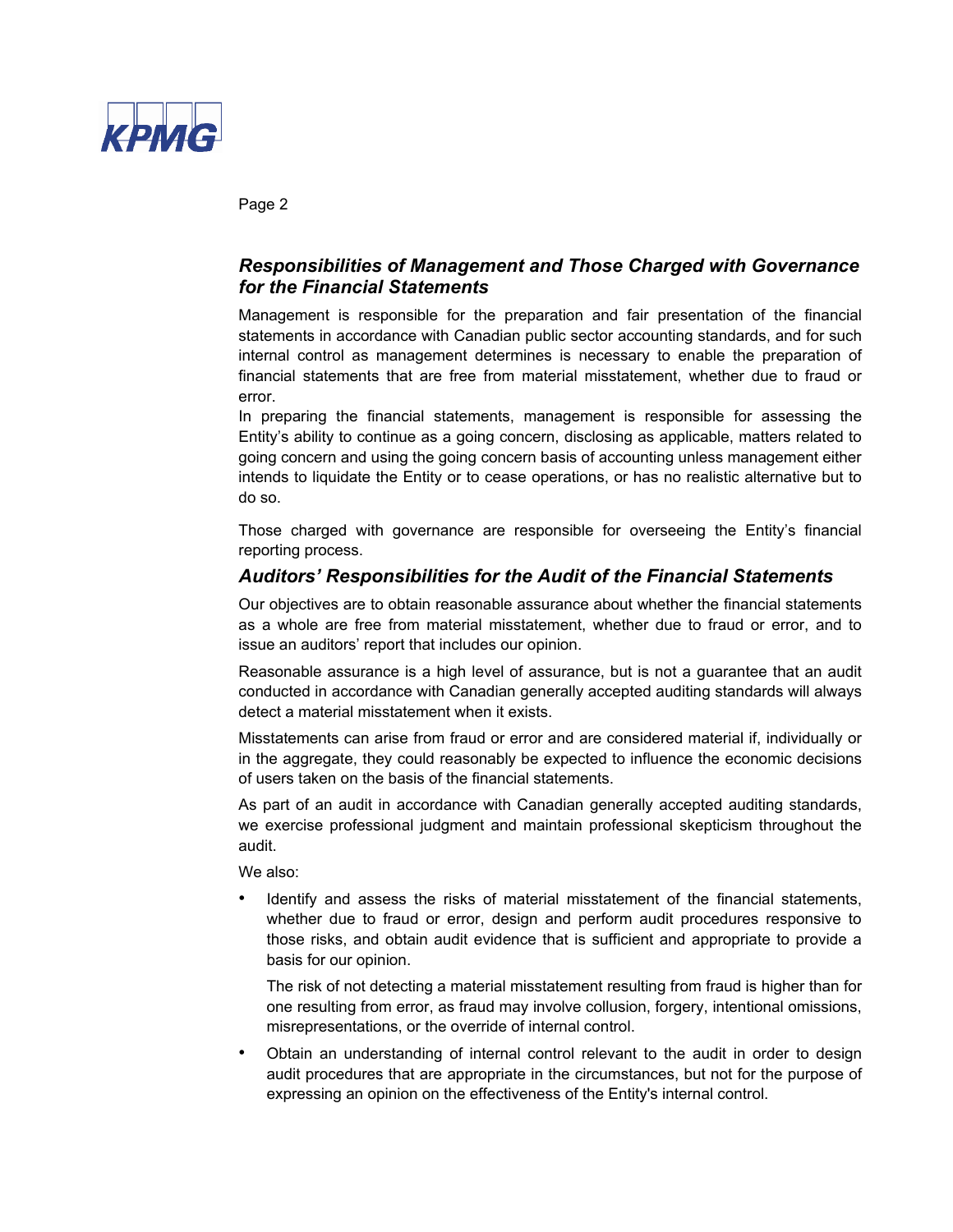### *Responsibilities of Management and Those Charged with Governance for the Financial Statements*

Management is responsible for the preparation and fair presentation of the financial statements in accordance with Canadian public sector accounting standards, and for such internal control as management determines is necessary to enable the preparation of financial statements that are free from material misstatement, whether due to fraud or error.

In preparing the financial statements, management is responsible for assessing the Entity's ability to continue as a going concern, disclosing as applicable, matters related to going concern and using the going concern basis of accounting unless management either intends to liquidate the Entity or to cease operations, or has no realistic alternative but to do so.

Those charged with governance are responsible for overseeing the Entity's financial reporting process.

### *Auditors' Responsibilities for the Audit of the Financial Statements*

Our objectives are to obtain reasonable assurance about whether the financial statements as a whole are free from material misstatement, whether due to fraud or error, and to issue an auditors' report that includes our opinion.

Reasonable assurance is a high level of assurance, but is not a guarantee that an audit conducted in accordance with Canadian generally accepted auditing standards will always detect a material misstatement when it exists.

Misstatements can arise from fraud or error and are considered material if, individually or in the aggregate, they could reasonably be expected to influence the economic decisions of users taken on the basis of the financial statements.

As part of an audit in accordance with Canadian generally accepted auditing standards, we exercise professional judgment and maintain professional skepticism throughout the audit.

We also:

- Identify and assess the risks of material misstatement of the financial statements, whether due to fraud or error, design and perform audit procedures responsive to those risks, and obtain audit evidence that is sufficient and appropriate to provide a basis for our opinion.

  The risk of not detecting a material misstatement resulting from fraud is higher than for one resulting from error, as fraud may involve collusion, forgery, intentional omissions, misrepresentations, or the override of internal control.

- Obtain an understanding of internal control relevant to the audit in order to design audit procedures that are appropriate in the circumstances, but not for the purpose of expressing an opinion on the effectiveness of the Entity's internal control.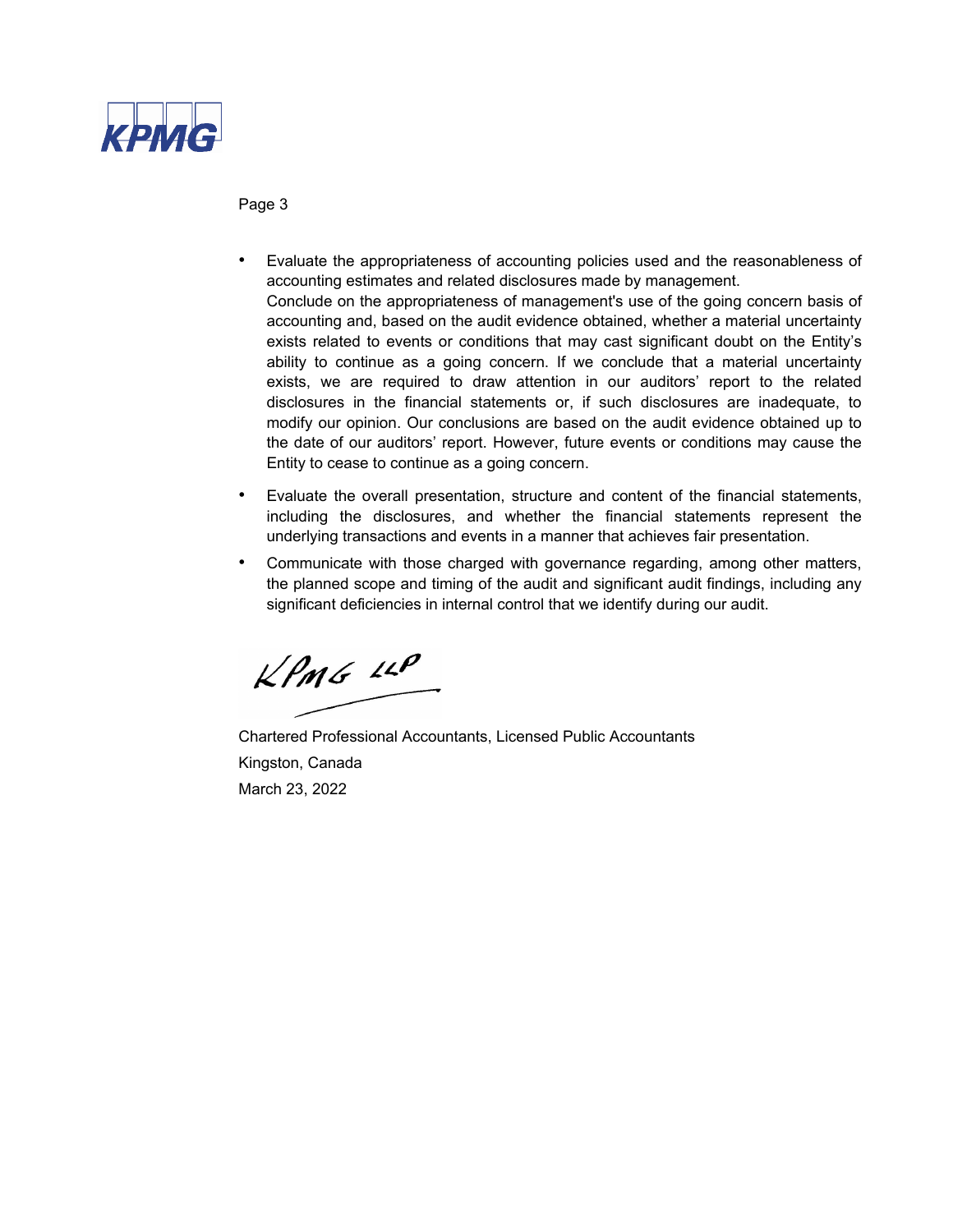- Evaluate the appropriateness of accounting policies used and the reasonableness of accounting estimates and related disclosures made by management.
  Conclude on the appropriateness of management's use of the going concern basis of accounting and, based on the audit evidence obtained, whether a material uncertainty exists related to events or conditions that may cast significant doubt on the Entity's ability to continue as a going concern. If we conclude that a material uncertainty exists, we are required to draw attention in our auditors' report to the related disclosures in the financial statements or, if such disclosures are inadequate, to modify our opinion. Our conclusions are based on the audit evidence obtained up to the date of our auditors' report. However, future events or conditions may cause the Entity to cease to continue as a going concern.
- Evaluate the overall presentation, structure and content of the financial statements, including the disclosures, and whether the financial statements represent the underlying transactions and events in a manner that achieves fair presentation.
- Communicate with those charged with governance regarding, among other matters, the planned scope and timing of the audit and significant audit findings, including any significant deficiencies in internal control that we identify during our audit.

KPMG LLP

Chartered Professional Accountants, Licensed Public Accountants

Kingston, Canada

March 23, 2022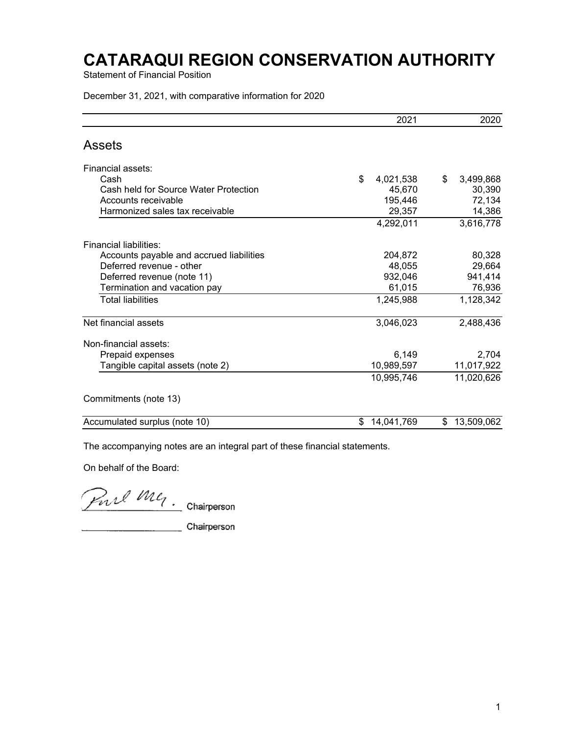# CATARAQUI REGION CONSERVATION AUTHORITY

Statement of Financial Position

December 31, 2021, with comparative information for 2020

| | 2021 | 2020 |
|---|---|---|
| **Assets** | | |
| Financial assets: | | |
| Cash | $ 4,021,538 | $ 3,499,868 |
| Cash held for Source Water Protection | 45,670 | 30,390 |
| Accounts receivable | 195,446 | 72,134 |
| Harmonized sales tax receivable | 29,357 | 14,386 |
| | 4,292,011 | 3,616,778 |
| Financial liabilities: | | |
| Accounts payable and accrued liabilities | 204,872 | 80,328 |
| Deferred revenue - other | 48,055 | 29,664 |
| Deferred revenue (note 11) | 932,046 | 941,414 |
| Termination and vacation pay | 61,015 | 76,936 |
| Total liabilities | 1,245,988 | 1,128,342 |
| Net financial assets | 3,046,023 | 2,488,436 |
| Non-financial assets: | | |
| Prepaid expenses | 6,149 | 2,704 |
| Tangible capital assets (note 2) | 10,989,597 | 11,017,922 |
| | 10,995,746 | 11,020,626 |
| Commitments (note 13) | | |
| Accumulated surplus (note 10) | $ 14,041,769 | $ 13,509,062 |

The accompanying notes are an integral part of these financial statements.

On behalf of the Board:

_______________ Chairperson

_______________ Chairperson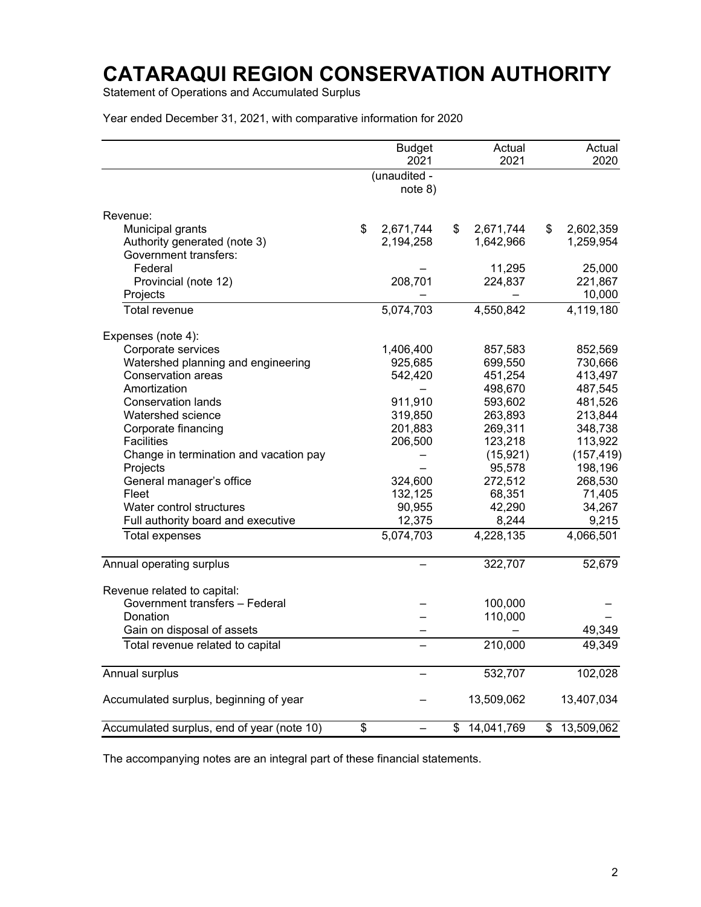# CATARAQUI REGION CONSERVATION AUTHORITY

Statement of Operations and Accumulated Surplus

Year ended December 31, 2021, with comparative information for 2020

| | Budget 2021 | Actual 2021 | Actual 2020 |
|---|---|---|---|
| | (unaudited - note 8) | | |
| Revenue: | | | |
| Municipal grants | $ 2,671,744 | $ 2,671,744 | $ 2,602,359 |
| Authority generated (note 3) | 2,194,258 | 1,642,966 | 1,259,954 |
| Government transfers: | | | |
| Federal | – | 11,295 | 25,000 |
| Provincial (note 12) | 208,701 | 224,837 | 221,867 |
| Projects | – | – | 10,000 |
| Total revenue | 5,074,703 | 4,550,842 | 4,119,180 |
| Expenses (note 4): | | | |
| Corporate services | 1,406,400 | 857,583 | 852,569 |
| Watershed planning and engineering | 925,685 | 699,550 | 730,666 |
| Conservation areas | 542,420 | 451,254 | 413,497 |
| Amortization | – | 498,670 | 487,545 |
| Conservation lands | 911,910 | 593,602 | 481,526 |
| Watershed science | 319,850 | 263,893 | 213,844 |
| Corporate financing | 201,883 | 269,311 | 348,738 |
| Facilities | 206,500 | 123,218 | 113,922 |
| Change in termination and vacation pay | – | (15,921) | (157,419) |
| Projects | – | 95,578 | 198,196 |
| General manager's office | 324,600 | 272,512 | 268,530 |
| Fleet | 132,125 | 68,351 | 71,405 |
| Water control structures | 90,955 | 42,290 | 34,267 |
| Full authority board and executive | 12,375 | 8,244 | 9,215 |
| Total expenses | 5,074,703 | 4,228,135 | 4,066,501 |
| Annual operating surplus | – | 322,707 | 52,679 |
| Revenue related to capital: | | | |
| Government transfers – Federal | – | 100,000 | – |
| Donation | – | 110,000 | – |
| Gain on disposal of assets | – | – | 49,349 |
| Total revenue related to capital | – | 210,000 | 49,349 |
| Annual surplus | – | 532,707 | 102,028 |
| Accumulated surplus, beginning of year | – | 13,509,062 | 13,407,034 |
| Accumulated surplus, end of year (note 10) | $ – | $ 14,041,769 | $ 13,509,062 |

The accompanying notes are an integral part of these financial statements.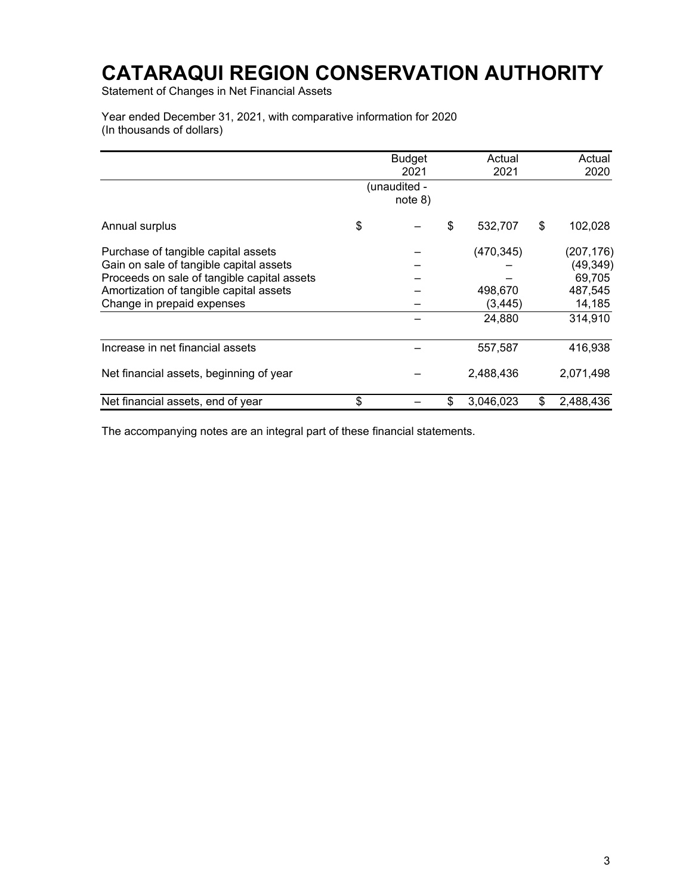# CATARAQUI REGION CONSERVATION AUTHORITY

Statement of Changes in Net Financial Assets

Year ended December 31, 2021, with comparative information for 2020
(In thousands of dollars)

| | Budget 2021 (unaudited - note 8) | Actual 2021 | Actual 2020 |
|---|---|---|---|
| Annual surplus | $ – | $ 532,707 | $ 102,028 |
| Purchase of tangible capital assets | – | (470,345) | (207,176) |
| Gain on sale of tangible capital assets | – | – | (49,349) |
| Proceeds on sale of tangible capital assets | – | – | 69,705 |
| Amortization of tangible capital assets | – | 498,670 | 487,545 |
| Change in prepaid expenses | – | (3,445) | 14,185 |
| | – | 24,880 | 314,910 |
| Increase in net financial assets | – | 557,587 | 416,938 |
| Net financial assets, beginning of year | – | 2,488,436 | 2,071,498 |
| Net financial assets, end of year | $ – | $ 3,046,023 | $ 2,488,436 |

The accompanying notes are an integral part of these financial statements.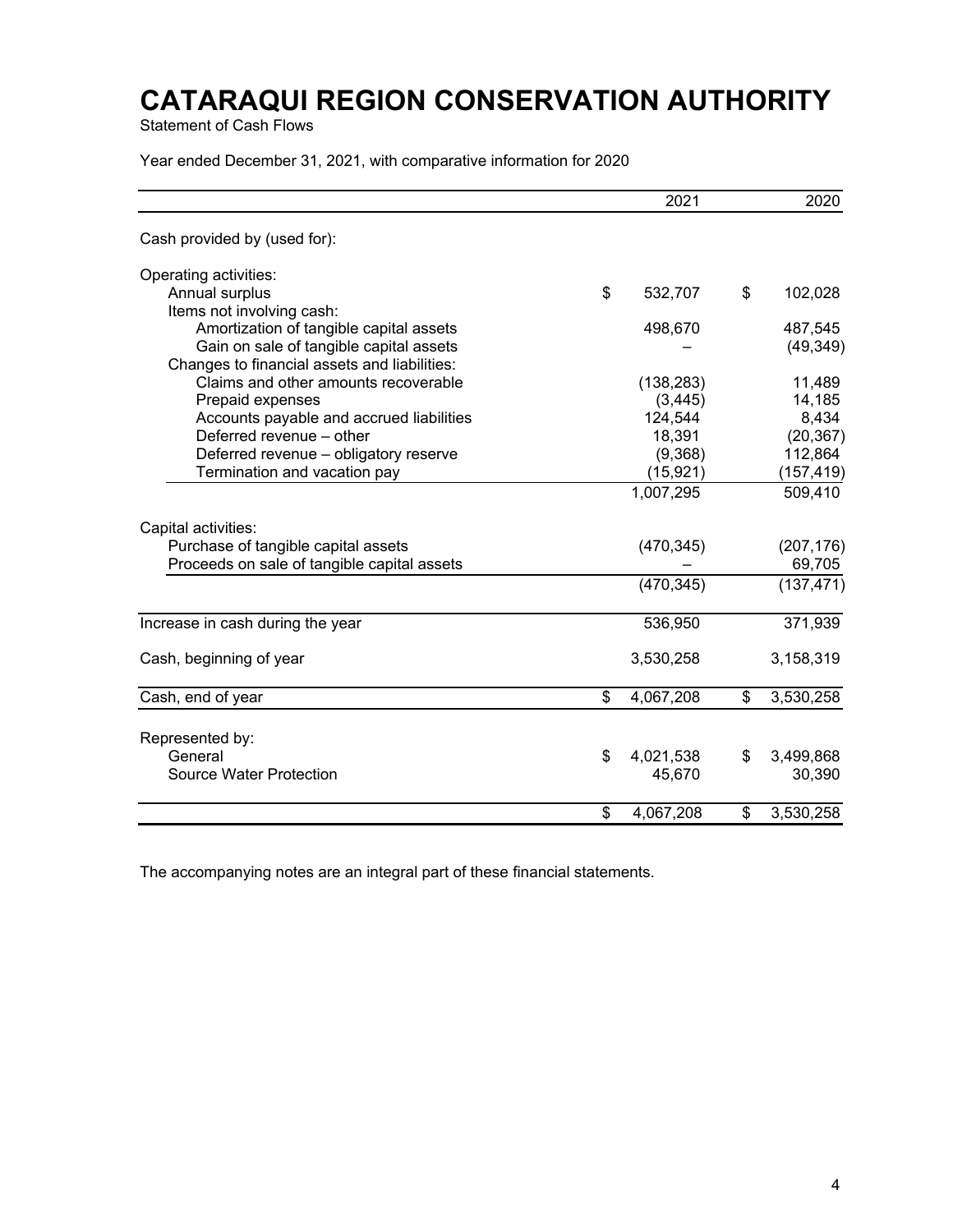# CATARAQUI REGION CONSERVATION AUTHORITY

Statement of Cash Flows

Year ended December 31, 2021, with comparative information for 2020

| | 2021 | 2020 |
|---|---|---|
| Cash provided by (used for): | | |
| Operating activities: | | |
| Annual surplus | $ 532,707 | $ 102,028 |
| Items not involving cash: | | |
| Amortization of tangible capital assets | 498,670 | 487,545 |
| Gain on sale of tangible capital assets | – | (49,349) |
| Changes to financial assets and liabilities: | | |
| Claims and other amounts recoverable | (138,283) | 11,489 |
| Prepaid expenses | (3,445) | 14,185 |
| Accounts payable and accrued liabilities | 124,544 | 8,434 |
| Deferred revenue – other | 18,391 | (20,367) |
| Deferred revenue – obligatory reserve | (9,368) | 112,864 |
| Termination and vacation pay | (15,921) | (157,419) |
| | 1,007,295 | 509,410 |
| Capital activities: | | |
| Purchase of tangible capital assets | (470,345) | (207,176) |
| Proceeds on sale of tangible capital assets | – | 69,705 |
| | (470,345) | (137,471) |
| Increase in cash during the year | 536,950 | 371,939 |
| Cash, beginning of year | 3,530,258 | 3,158,319 |
| Cash, end of year | $ 4,067,208 | $ 3,530,258 |
| Represented by: | | |
| General | $ 4,021,538 | $ 3,499,868 |
| Source Water Protection | 45,670 | 30,390 |
| | $ 4,067,208 | $ 3,530,258 |

The accompanying notes are an integral part of these financial statements.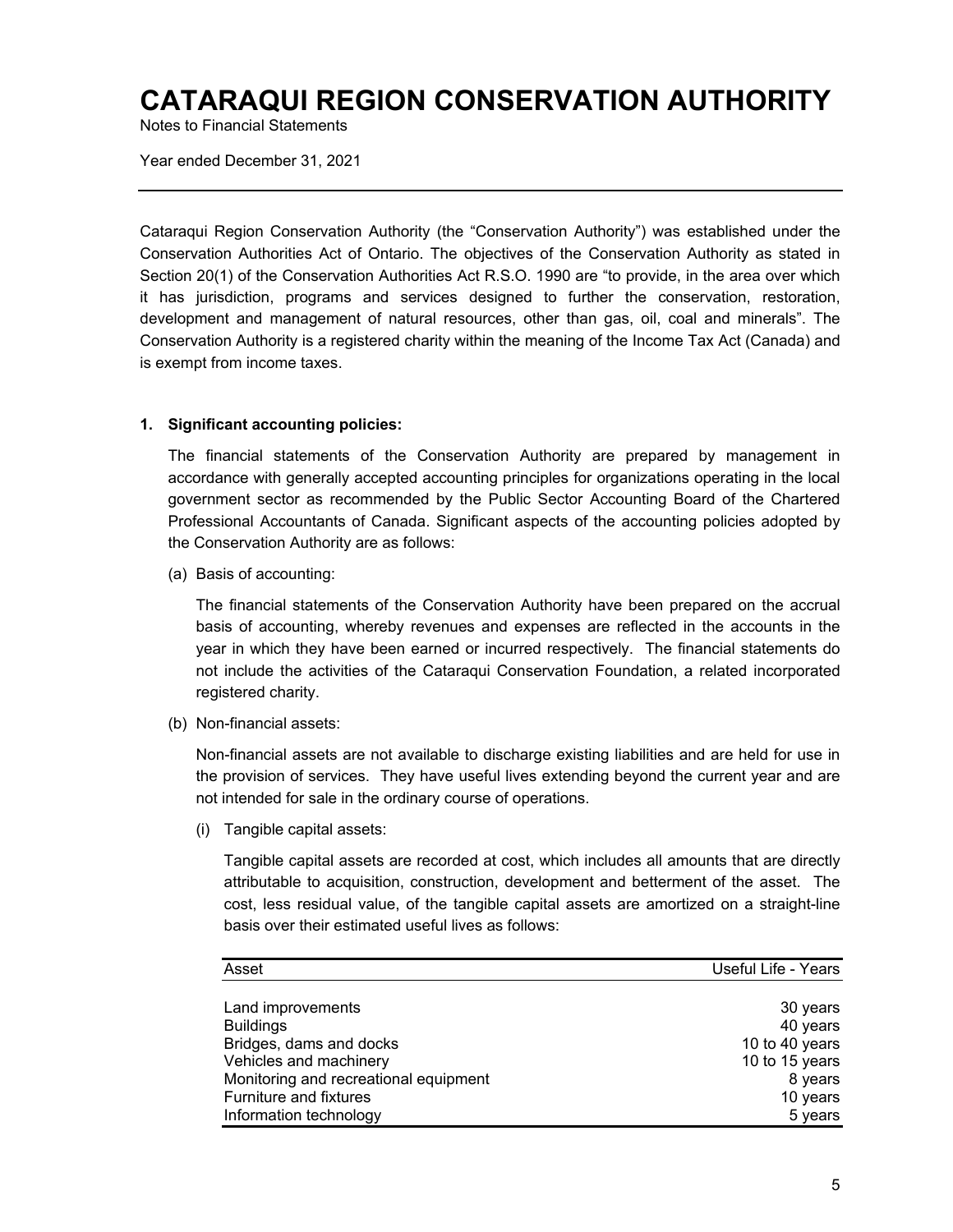# CATARAQUI REGION CONSERVATION AUTHORITY

Notes to Financial Statements

Year ended December 31, 2021

Cataraqui Region Conservation Authority (the "Conservation Authority") was established under the Conservation Authorities Act of Ontario. The objectives of the Conservation Authority as stated in Section 20(1) of the Conservation Authorities Act R.S.O. 1990 are "to provide, in the area over which it has jurisdiction, programs and services designed to further the conservation, restoration, development and management of natural resources, other than gas, oil, coal and minerals". The Conservation Authority is a registered charity within the meaning of the Income Tax Act (Canada) and is exempt from income taxes.

**1. Significant accounting policies:**

The financial statements of the Conservation Authority are prepared by management in accordance with generally accepted accounting principles for organizations operating in the local government sector as recommended by the Public Sector Accounting Board of the Chartered Professional Accountants of Canada. Significant aspects of the accounting policies adopted by the Conservation Authority are as follows:

(a) Basis of accounting:

The financial statements of the Conservation Authority have been prepared on the accrual basis of accounting, whereby revenues and expenses are reflected in the accounts in the year in which they have been earned or incurred respectively. The financial statements do not include the activities of the Cataraqui Conservation Foundation, a related incorporated registered charity.

(b) Non-financial assets:

Non-financial assets are not available to discharge existing liabilities and are held for use in the provision of services. They have useful lives extending beyond the current year and are not intended for sale in the ordinary course of operations.

(i) Tangible capital assets:

Tangible capital assets are recorded at cost, which includes all amounts that are directly attributable to acquisition, construction, development and betterment of the asset. The cost, less residual value, of the tangible capital assets are amortized on a straight-line basis over their estimated useful lives as follows:

| Asset | Useful Life - Years |
|---|---|
| Land improvements | 30 years |
| Buildings | 40 years |
| Bridges, dams and docks | 10 to 40 years |
| Vehicles and machinery | 10 to 15 years |
| Monitoring and recreational equipment | 8 years |
| Furniture and fixtures | 10 years |
| Information technology | 5 years |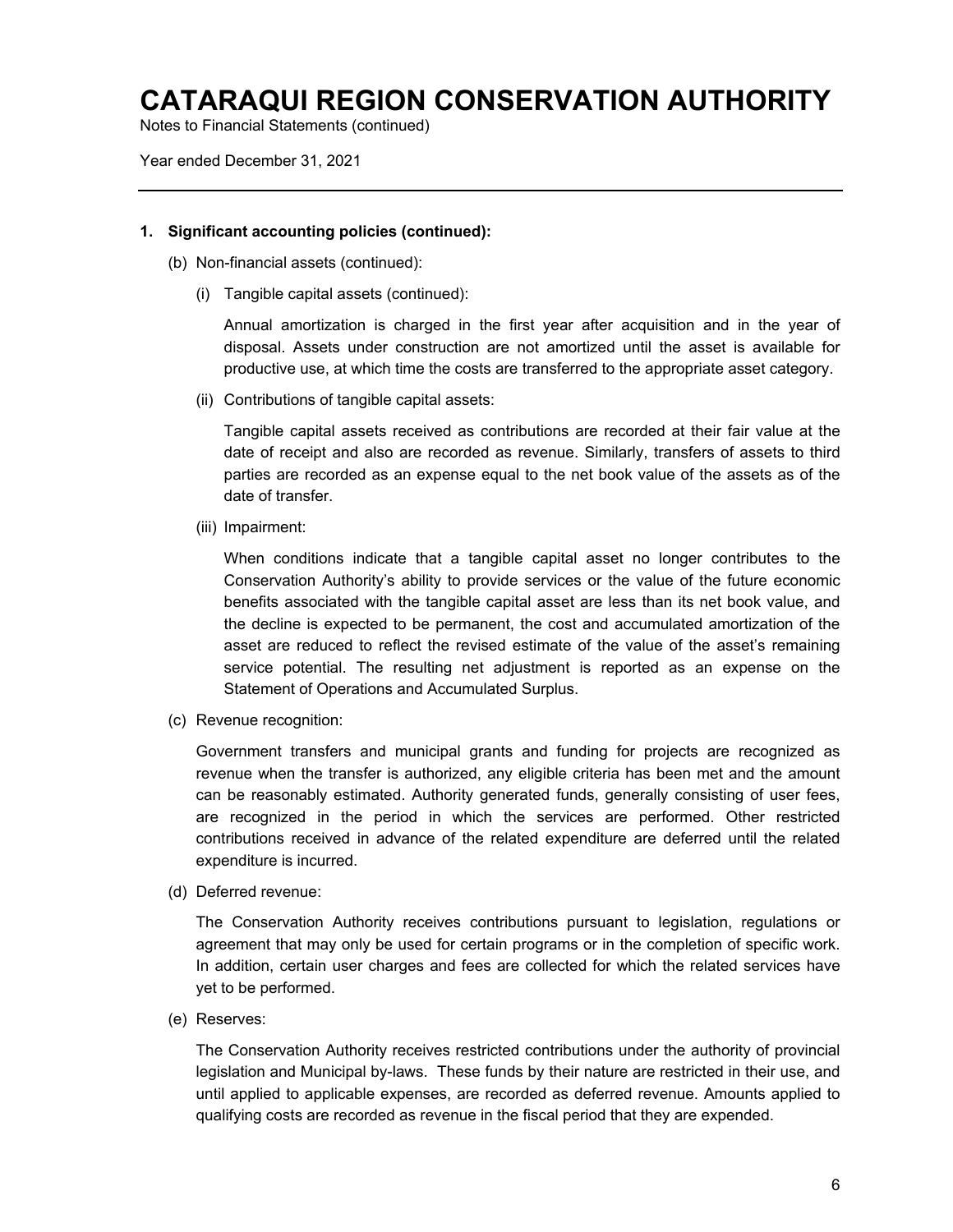# CATARAQUI REGION CONSERVATION AUTHORITY

Notes to Financial Statements (continued)

Year ended December 31, 2021

**1. Significant accounting policies (continued):**

(b) Non-financial assets (continued):

(i) Tangible capital assets (continued):

Annual amortization is charged in the first year after acquisition and in the year of disposal. Assets under construction are not amortized until the asset is available for productive use, at which time the costs are transferred to the appropriate asset category.

(ii) Contributions of tangible capital assets:

Tangible capital assets received as contributions are recorded at their fair value at the date of receipt and also are recorded as revenue. Similarly, transfers of assets to third parties are recorded as an expense equal to the net book value of the assets as of the date of transfer.

(iii) Impairment:

When conditions indicate that a tangible capital asset no longer contributes to the Conservation Authority's ability to provide services or the value of the future economic benefits associated with the tangible capital asset are less than its net book value, and the decline is expected to be permanent, the cost and accumulated amortization of the asset are reduced to reflect the revised estimate of the value of the asset's remaining service potential. The resulting net adjustment is reported as an expense on the Statement of Operations and Accumulated Surplus.

(c) Revenue recognition:

Government transfers and municipal grants and funding for projects are recognized as revenue when the transfer is authorized, any eligible criteria has been met and the amount can be reasonably estimated. Authority generated funds, generally consisting of user fees, are recognized in the period in which the services are performed. Other restricted contributions received in advance of the related expenditure are deferred until the related expenditure is incurred.

(d) Deferred revenue:

The Conservation Authority receives contributions pursuant to legislation, regulations or agreement that may only be used for certain programs or in the completion of specific work. In addition, certain user charges and fees are collected for which the related services have yet to be performed.

(e) Reserves:

The Conservation Authority receives restricted contributions under the authority of provincial legislation and Municipal by-laws. These funds by their nature are restricted in their use, and until applied to applicable expenses, are recorded as deferred revenue. Amounts applied to qualifying costs are recorded as revenue in the fiscal period that they are expended.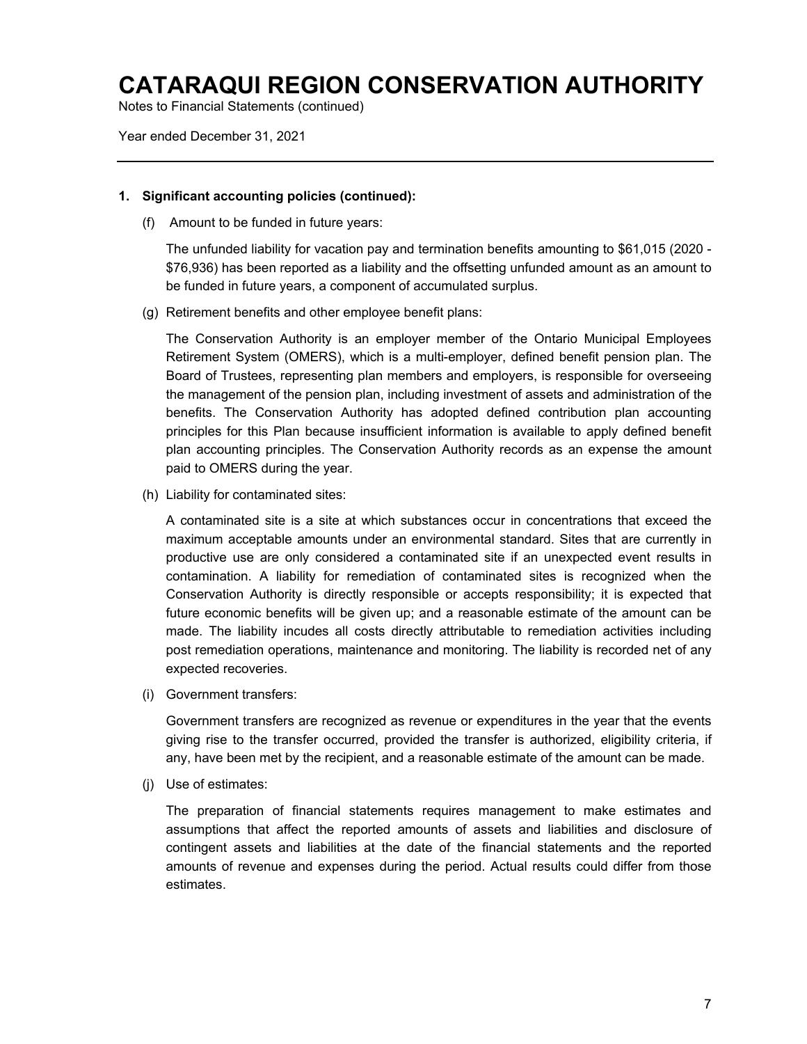# CATARAQUI REGION CONSERVATION AUTHORITY

Notes to Financial Statements (continued)

Year ended December 31, 2021

**1. Significant accounting policies (continued):**

(f) Amount to be funded in future years:

The unfunded liability for vacation pay and termination benefits amounting to $61,015 (2020 - $76,936) has been reported as a liability and the offsetting unfunded amount as an amount to be funded in future years, a component of accumulated surplus.

(g) Retirement benefits and other employee benefit plans:

The Conservation Authority is an employer member of the Ontario Municipal Employees Retirement System (OMERS), which is a multi-employer, defined benefit pension plan. The Board of Trustees, representing plan members and employers, is responsible for overseeing the management of the pension plan, including investment of assets and administration of the benefits. The Conservation Authority has adopted defined contribution plan accounting principles for this Plan because insufficient information is available to apply defined benefit plan accounting principles. The Conservation Authority records as an expense the amount paid to OMERS during the year.

(h) Liability for contaminated sites:

A contaminated site is a site at which substances occur in concentrations that exceed the maximum acceptable amounts under an environmental standard. Sites that are currently in productive use are only considered a contaminated site if an unexpected event results in contamination. A liability for remediation of contaminated sites is recognized when the Conservation Authority is directly responsible or accepts responsibility; it is expected that future economic benefits will be given up; and a reasonable estimate of the amount can be made. The liability incudes all costs directly attributable to remediation activities including post remediation operations, maintenance and monitoring. The liability is recorded net of any expected recoveries.

(i) Government transfers:

Government transfers are recognized as revenue or expenditures in the year that the events giving rise to the transfer occurred, provided the transfer is authorized, eligibility criteria, if any, have been met by the recipient, and a reasonable estimate of the amount can be made.

(j) Use of estimates:

The preparation of financial statements requires management to make estimates and assumptions that affect the reported amounts of assets and liabilities and disclosure of contingent assets and liabilities at the date of the financial statements and the reported amounts of revenue and expenses during the period. Actual results could differ from those estimates.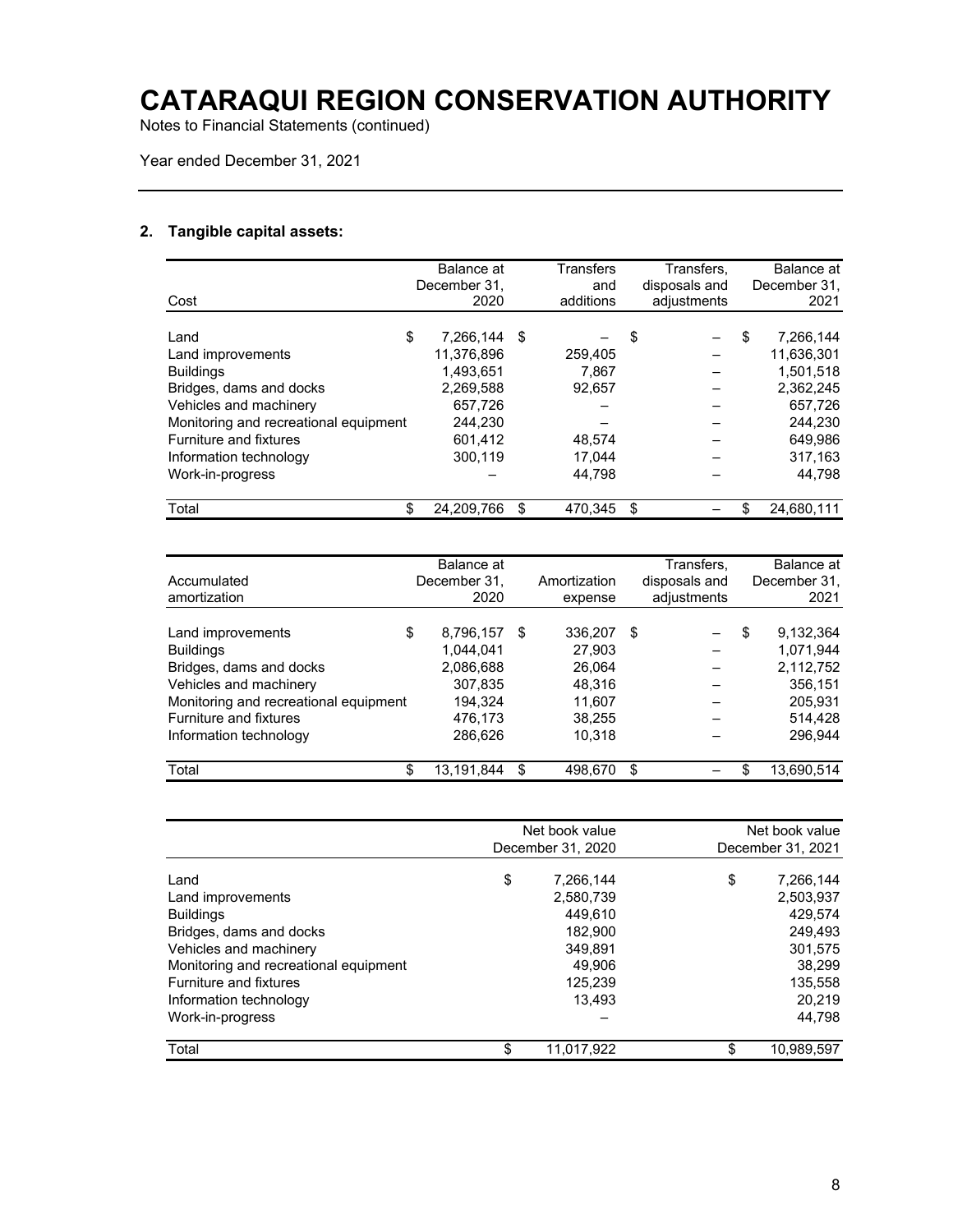# CATARAQUI REGION CONSERVATION AUTHORITY

Notes to Financial Statements (continued)

Year ended December 31, 2021

## 2. Tangible capital assets:

| Cost | Balance at December 31, 2020 | Transfers and additions | Transfers, disposals and adjustments | Balance at December 31, 2021 |
|---|---|---|---|---|
| Land | $ 7,266,144 | $ – | $ – | $ 7,266,144 |
| Land improvements | 11,376,896 | 259,405 | – | 11,636,301 |
| Buildings | 1,493,651 | 7,867 | – | 1,501,518 |
| Bridges, dams and docks | 2,269,588 | 92,657 | – | 2,362,245 |
| Vehicles and machinery | 657,726 | – | – | 657,726 |
| Monitoring and recreational equipment | 244,230 | – | – | 244,230 |
| Furniture and fixtures | 601,412 | 48,574 | – | 649,986 |
| Information technology | 300,119 | 17,044 | – | 317,163 |
| Work-in-progress | – | 44,798 | – | 44,798 |
| Total | $ 24,209,766 | $ 470,345 | $ – | $ 24,680,111 |

| Accumulated amortization | Balance at December 31, 2020 | Amortization expense | Transfers, disposals and adjustments | Balance at December 31, 2021 |
|---|---|---|---|---|
| Land improvements | $ 8,796,157 | $ 336,207 | $ – | $ 9,132,364 |
| Buildings | 1,044,041 | 27,903 | – | 1,071,944 |
| Bridges, dams and docks | 2,086,688 | 26,064 | – | 2,112,752 |
| Vehicles and machinery | 307,835 | 48,316 | – | 356,151 |
| Monitoring and recreational equipment | 194,324 | 11,607 | – | 205,931 |
| Furniture and fixtures | 476,173 | 38,255 | – | 514,428 |
| Information technology | 286,626 | 10,318 | – | 296,944 |
| Total | $ 13,191,844 | $ 498,670 | $ – | $ 13,690,514 |

| | Net book value December 31, 2020 | Net book value December 31, 2021 |
|---|---|---|
| Land | $ 7,266,144 | $ 7,266,144 |
| Land improvements | 2,580,739 | 2,503,937 |
| Buildings | 449,610 | 429,574 |
| Bridges, dams and docks | 182,900 | 249,493 |
| Vehicles and machinery | 349,891 | 301,575 |
| Monitoring and recreational equipment | 49,906 | 38,299 |
| Furniture and fixtures | 125,239 | 135,558 |
| Information technology | 13,493 | 20,219 |
| Work-in-progress | – | 44,798 |
| Total | $ 11,017,922 | $ 10,989,597 |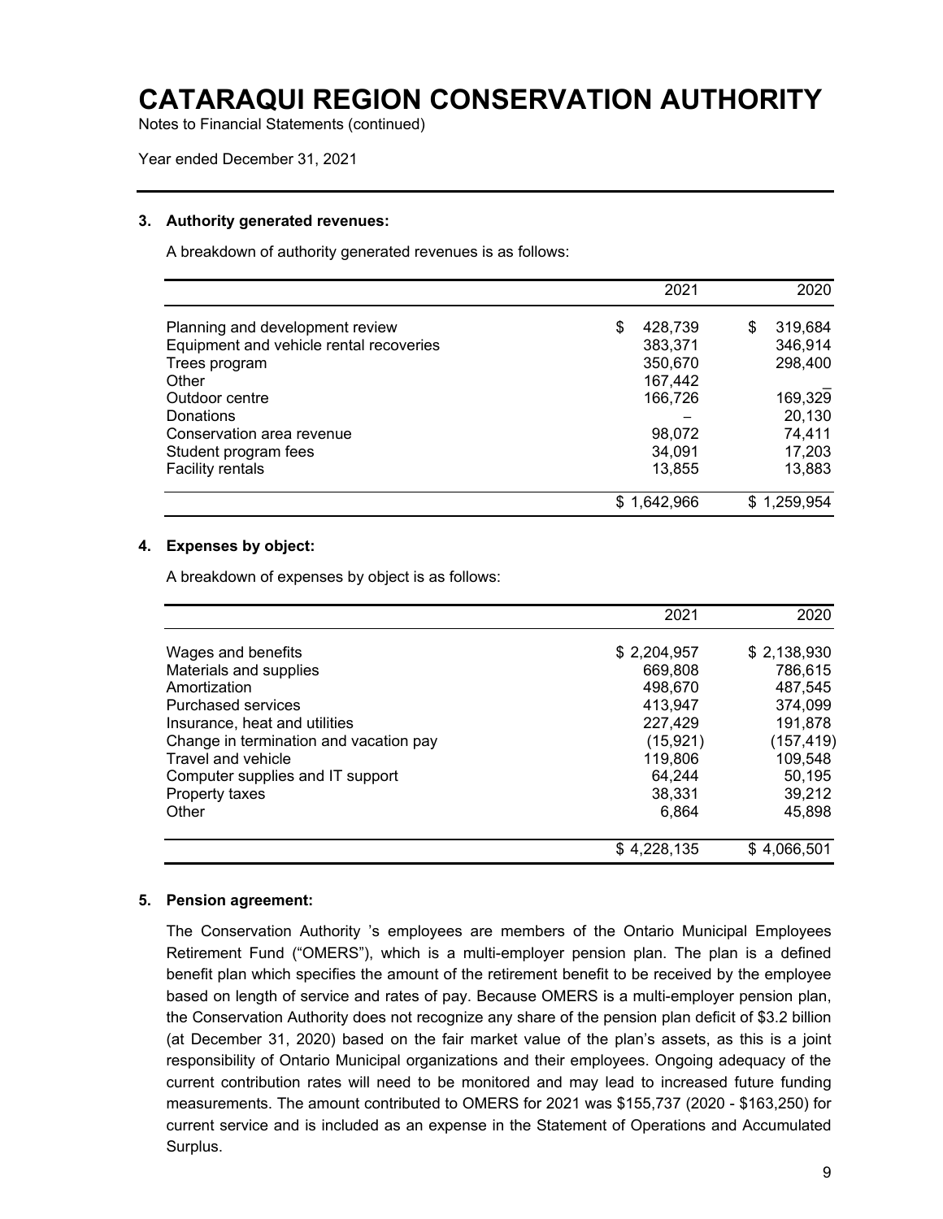# CATARAQUI REGION CONSERVATION AUTHORITY

Notes to Financial Statements (continued)

Year ended December 31, 2021

## 3. Authority generated revenues:

A breakdown of authority generated revenues is as follows:

| | 2021 | 2020 |
|---|---|---|
| Planning and development review | $ 428,739 | $ 319,684 |
| Equipment and vehicle rental recoveries | 383,371 | 346,914 |
| Trees program | 350,670 | 298,400 |
| Other | 167,442 | – |
| Outdoor centre | 166,726 | 169,329 |
| Donations | – | 20,130 |
| Conservation area revenue | 98,072 | 74,411 |
| Student program fees | 34,091 | 17,203 |
| Facility rentals | 13,855 | 13,883 |
| | $ 1,642,966 | $ 1,259,954 |

## 4. Expenses by object:

A breakdown of expenses by object is as follows:

| | 2021 | 2020 |
|---|---|---|
| Wages and benefits | $ 2,204,957 | $ 2,138,930 |
| Materials and supplies | 669,808 | 786,615 |
| Amortization | 498,670 | 487,545 |
| Purchased services | 413,947 | 374,099 |
| Insurance, heat and utilities | 227,429 | 191,878 |
| Change in termination and vacation pay | (15,921) | (157,419) |
| Travel and vehicle | 119,806 | 109,548 |
| Computer supplies and IT support | 64,244 | 50,195 |
| Property taxes | 38,331 | 39,212 |
| Other | 6,864 | 45,898 |
| | $ 4,228,135 | $ 4,066,501 |

## 5. Pension agreement:

The Conservation Authority 's employees are members of the Ontario Municipal Employees Retirement Fund ("OMERS"), which is a multi-employer pension plan. The plan is a defined benefit plan which specifies the amount of the retirement benefit to be received by the employee based on length of service and rates of pay. Because OMERS is a multi-employer pension plan, the Conservation Authority does not recognize any share of the pension plan deficit of $3.2 billion (at December 31, 2020) based on the fair market value of the plan's assets, as this is a joint responsibility of Ontario Municipal organizations and their employees. Ongoing adequacy of the current contribution rates will need to be monitored and may lead to increased future funding measurements. The amount contributed to OMERS for 2021 was $155,737 (2020 - $163,250) for current service and is included as an expense in the Statement of Operations and Accumulated Surplus.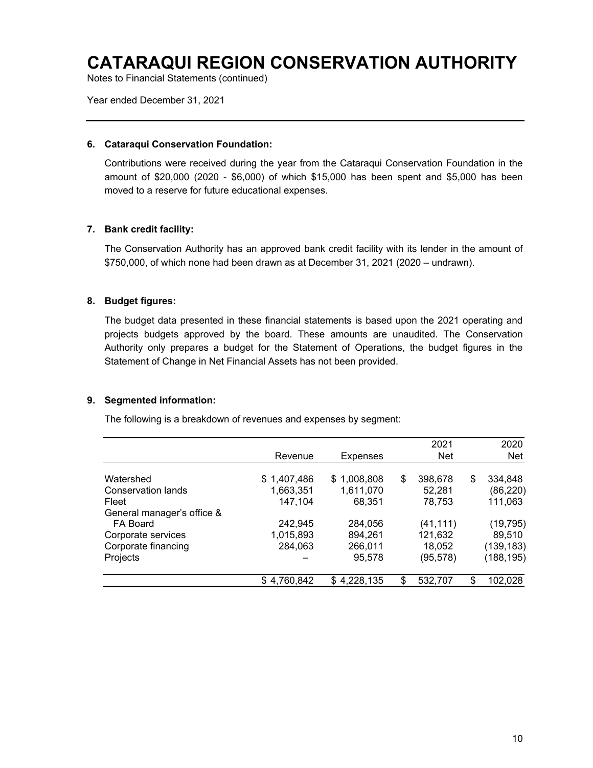# CATARAQUI REGION CONSERVATION AUTHORITY

Notes to Financial Statements (continued)

Year ended December 31, 2021

### 6. Cataraqui Conservation Foundation:

Contributions were received during the year from the Cataraqui Conservation Foundation in the amount of $20,000 (2020 - $6,000) of which $15,000 has been spent and $5,000 has been moved to a reserve for future educational expenses.

### 7. Bank credit facility:

The Conservation Authority has an approved bank credit facility with its lender in the amount of $750,000, of which none had been drawn as at December 31, 2021 (2020 – undrawn).

### 8. Budget figures:

The budget data presented in these financial statements is based upon the 2021 operating and projects budgets approved by the board. These amounts are unaudited. The Conservation Authority only prepares a budget for the Statement of Operations, the budget figures in the Statement of Change in Net Financial Assets has not been provided.

### 9. Segmented information:

The following is a breakdown of revenues and expenses by segment:

| | Revenue | Expenses | 2021 Net | 2020 Net |
|---|---|---|---|---|
| Watershed | $ 1,407,486 | $ 1,008,808 | $ 398,678 | $ 334,848 |
| Conservation lands | 1,663,351 | 1,611,070 | 52,281 | (86,220) |
| Fleet | 147,104 | 68,351 | 78,753 | 111,063 |
| General manager's office & FA Board | 242,945 | 284,056 | (41,111) | (19,795) |
| Corporate services | 1,015,893 | 894,261 | 121,632 | 89,510 |
| Corporate financing | 284,063 | 266,011 | 18,052 | (139,183) |
| Projects | – | 95,578 | (95,578) | (188,195) |
| | $ 4,760,842 | $ 4,228,135 | $ 532,707 | $ 102,028 |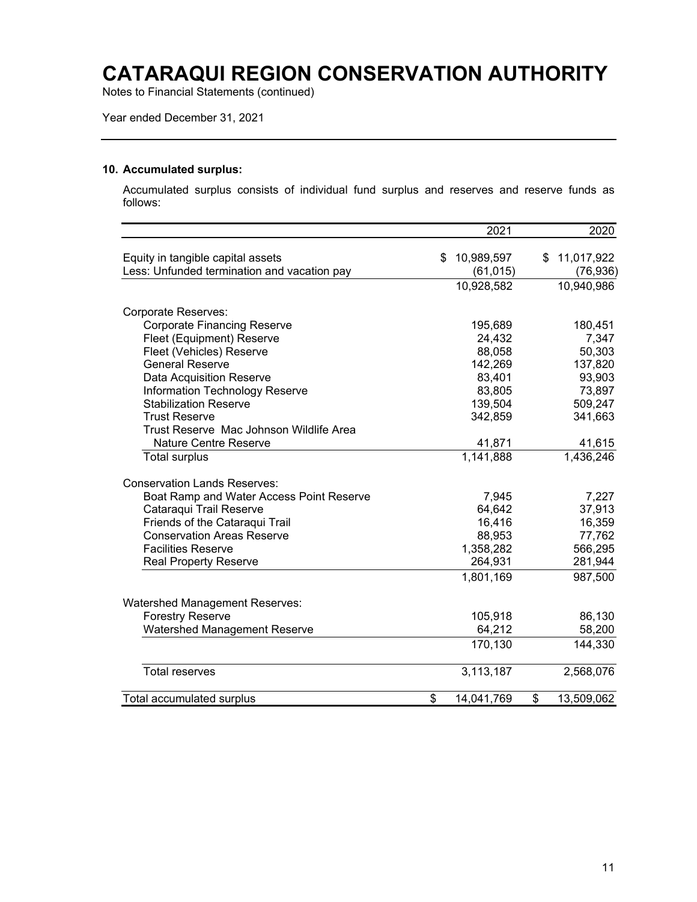# CATARAQUI REGION CONSERVATION AUTHORITY

Notes to Financial Statements (continued)

Year ended December 31, 2021

### 10. Accumulated surplus:

Accumulated surplus consists of individual fund surplus and reserves and reserve funds as follows:

| | 2021 | 2020 |
|---|---|---|
| Equity in tangible capital assets | $ 10,989,597 | $ 11,017,922 |
| Less: Unfunded termination and vacation pay | (61,015) | (76,936) |
| | 10,928,582 | 10,940,986 |
| Corporate Reserves: | | |
| Corporate Financing Reserve | 195,689 | 180,451 |
| Fleet (Equipment) Reserve | 24,432 | 7,347 |
| Fleet (Vehicles) Reserve | 88,058 | 50,303 |
| General Reserve | 142,269 | 137,820 |
| Data Acquisition Reserve | 83,401 | 93,903 |
| Information Technology Reserve | 83,805 | 73,897 |
| Stabilization Reserve | 139,504 | 509,247 |
| Trust Reserve | 342,859 | 341,663 |
| Trust Reserve Mac Johnson Wildlife Area Nature Centre Reserve | 41,871 | 41,615 |
| Total surplus | 1,141,888 | 1,436,246 |
| Conservation Lands Reserves: | | |
| Boat Ramp and Water Access Point Reserve | 7,945 | 7,227 |
| Cataraqui Trail Reserve | 64,642 | 37,913 |
| Friends of the Cataraqui Trail | 16,416 | 16,359 |
| Conservation Areas Reserve | 88,953 | 77,762 |
| Facilities Reserve | 1,358,282 | 566,295 |
| Real Property Reserve | 264,931 | 281,944 |
| | 1,801,169 | 987,500 |
| Watershed Management Reserves: | | |
| Forestry Reserve | 105,918 | 86,130 |
| Watershed Management Reserve | 64,212 | 58,200 |
| | 170,130 | 144,330 |
| Total reserves | 3,113,187 | 2,568,076 |
| Total accumulated surplus | $ 14,041,769 | $ 13,509,062 |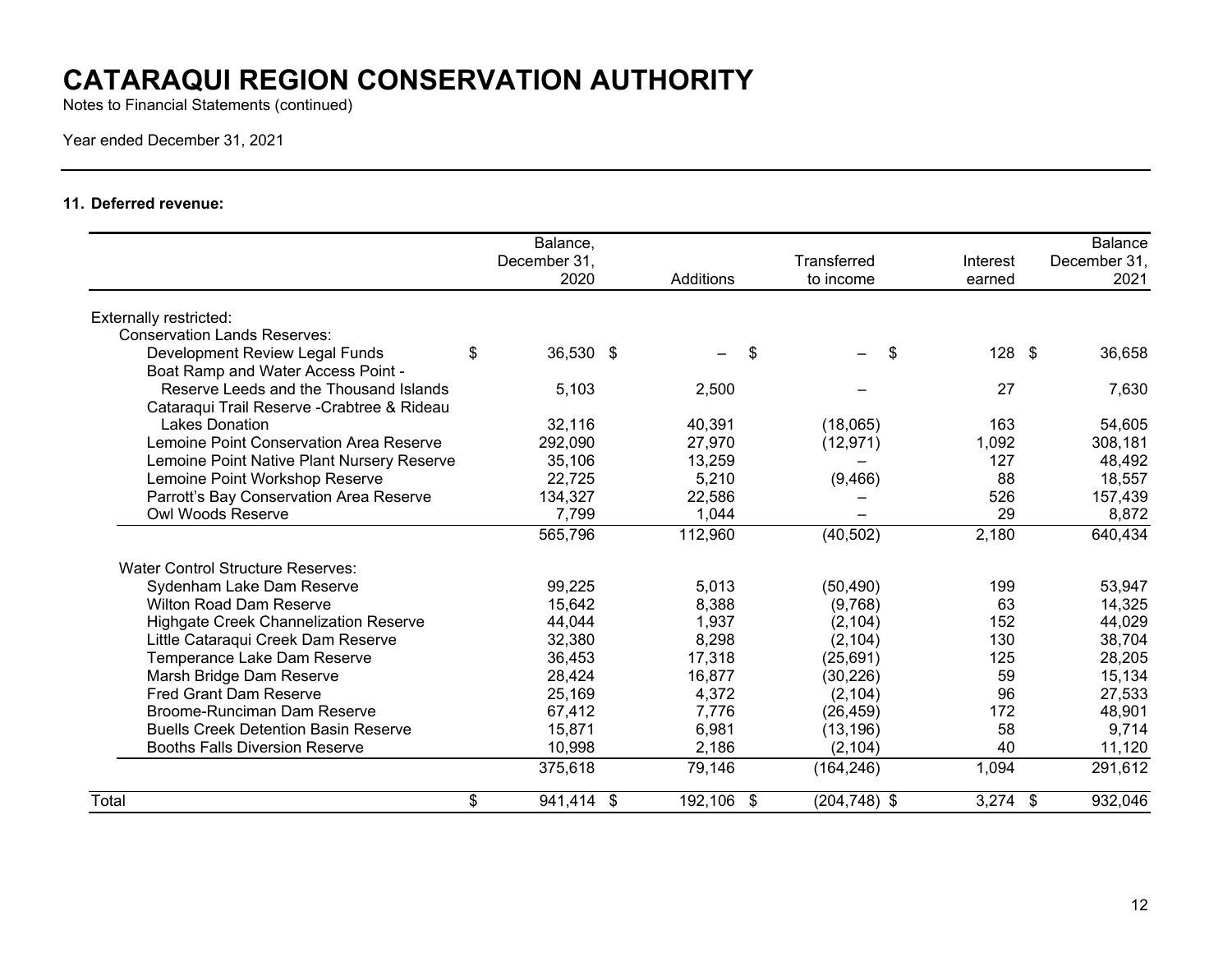# CATARAQUI REGION CONSERVATION AUTHORITY

Notes to Financial Statements (continued)

Year ended December 31, 2021

**11. Deferred revenue:**

| | Balance, December 31, 2020 | Additions | Transferred to income | Interest earned | Balance December 31, 2021 |
|---|---|---|---|---|---|
| Externally restricted: | | | | | |
| Conservation Lands Reserves: | | | | | |
| Development Review Legal Funds | $ 36,530 | $ – | $ – | $ 128 | $ 36,658 |
| Boat Ramp and Water Access Point - Reserve Leeds and the Thousand Islands | 5,103 | 2,500 | – | 27 | 7,630 |
| Cataraqui Trail Reserve -Crabtree & Rideau Lakes Donation | 32,116 | 40,391 | (18,065) | 163 | 54,605 |
| Lemoine Point Conservation Area Reserve | 292,090 | 27,970 | (12,971) | 1,092 | 308,181 |
| Lemoine Point Native Plant Nursery Reserve | 35,106 | 13,259 | – | 127 | 48,492 |
| Lemoine Point Workshop Reserve | 22,725 | 5,210 | (9,466) | 88 | 18,557 |
| Parrott's Bay Conservation Area Reserve | 134,327 | 22,586 | – | 526 | 157,439 |
| Owl Woods Reserve | 7,799 | 1,044 | – | 29 | 8,872 |
| | 565,796 | 112,960 | (40,502) | 2,180 | 640,434 |
| Water Control Structure Reserves: | | | | | |
| Sydenham Lake Dam Reserve | 99,225 | 5,013 | (50,490) | 199 | 53,947 |
| Wilton Road Dam Reserve | 15,642 | 8,388 | (9,768) | 63 | 14,325 |
| Highgate Creek Channelization Reserve | 44,044 | 1,937 | (2,104) | 152 | 44,029 |
| Little Cataraqui Creek Dam Reserve | 32,380 | 8,298 | (2,104) | 130 | 38,704 |
| Temperance Lake Dam Reserve | 36,453 | 17,318 | (25,691) | 125 | 28,205 |
| Marsh Bridge Dam Reserve | 28,424 | 16,877 | (30,226) | 59 | 15,134 |
| Fred Grant Dam Reserve | 25,169 | 4,372 | (2,104) | 96 | 27,533 |
| Broome-Runciman Dam Reserve | 67,412 | 7,776 | (26,459) | 172 | 48,901 |
| Buells Creek Detention Basin Reserve | 15,871 | 6,981 | (13,196) | 58 | 9,714 |
| Booths Falls Diversion Reserve | 10,998 | 2,186 | (2,104) | 40 | 11,120 |
| | 375,618 | 79,146 | (164,246) | 1,094 | 291,612 |
| Total | $ 941,414 | $ 192,106 | $ (204,748) | $ 3,274 | $ 932,046 |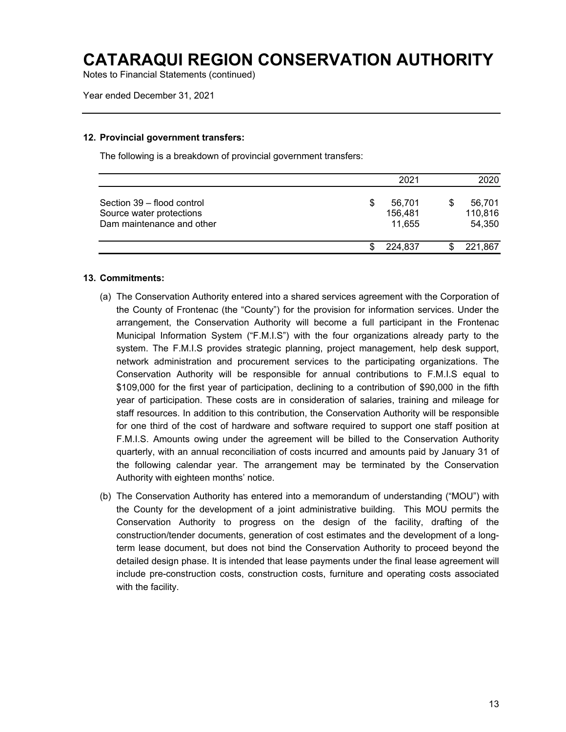# CATARAQUI REGION CONSERVATION AUTHORITY

Notes to Financial Statements (continued)

Year ended December 31, 2021

### 12. Provincial government transfers:

The following is a breakdown of provincial government transfers:

| | 2021 | 2020 |
|---|---|---|
| Section 39 – flood control | $ 56,701 | $ 56,701 |
| Source water protections | 156,481 | 110,816 |
| Dam maintenance and other | 11,655 | 54,350 |
| | $ 224,837 | $ 221,867 |

### 13. Commitments:

(a) The Conservation Authority entered into a shared services agreement with the Corporation of the County of Frontenac (the "County") for the provision for information services. Under the arrangement, the Conservation Authority will become a full participant in the Frontenac Municipal Information System ("F.M.I.S") with the four organizations already party to the system. The F.M.I.S provides strategic planning, project management, help desk support, network administration and procurement services to the participating organizations. The Conservation Authority will be responsible for annual contributions to F.M.I.S equal to $109,000 for the first year of participation, declining to a contribution of $90,000 in the fifth year of participation. These costs are in consideration of salaries, training and mileage for staff resources. In addition to this contribution, the Conservation Authority will be responsible for one third of the cost of hardware and software required to support one staff position at F.M.I.S. Amounts owing under the agreement will be billed to the Conservation Authority quarterly, with an annual reconciliation of costs incurred and amounts paid by January 31 of the following calendar year. The arrangement may be terminated by the Conservation Authority with eighteen months' notice.

(b) The Conservation Authority has entered into a memorandum of understanding ("MOU") with the County for the development of a joint administrative building. This MOU permits the Conservation Authority to progress on the design of the facility, drafting of the construction/tender documents, generation of cost estimates and the development of a long-term lease document, but does not bind the Conservation Authority to proceed beyond the detailed design phase. It is intended that lease payments under the final lease agreement will include pre-construction costs, construction costs, furniture and operating costs associated with the facility.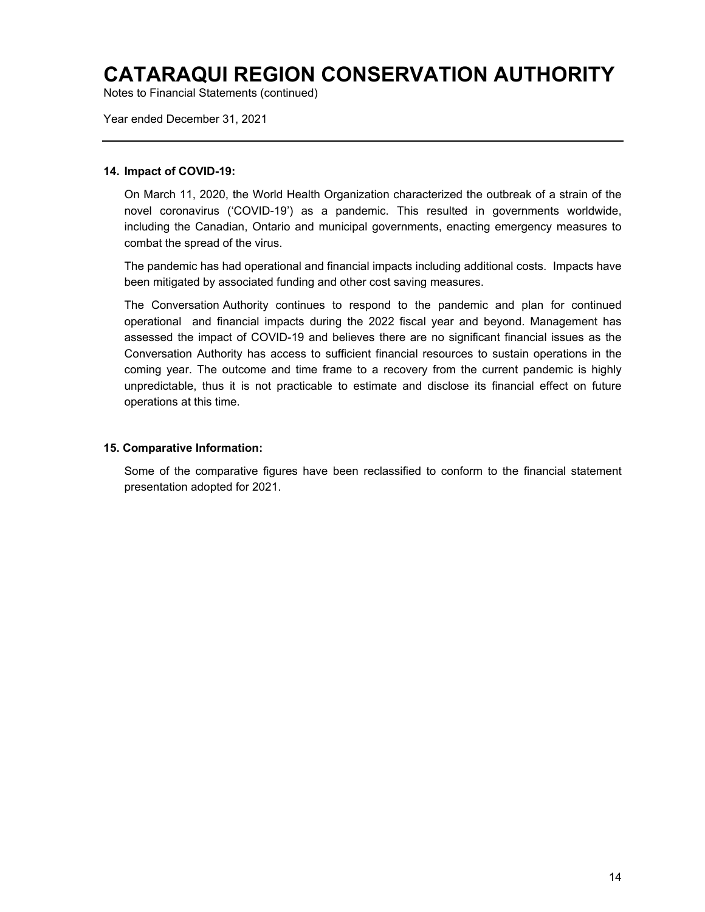# CATARAQUI REGION CONSERVATION AUTHORITY

Notes to Financial Statements (continued)

Year ended December 31, 2021

---

**14. Impact of COVID-19:**

On March 11, 2020, the World Health Organization characterized the outbreak of a strain of the novel coronavirus ('COVID-19') as a pandemic. This resulted in governments worldwide, including the Canadian, Ontario and municipal governments, enacting emergency measures to combat the spread of the virus.

The pandemic has had operational and financial impacts including additional costs. Impacts have been mitigated by associated funding and other cost saving measures.

The Conversation Authority continues to respond to the pandemic and plan for continued operational and financial impacts during the 2022 fiscal year and beyond. Management has assessed the impact of COVID-19 and believes there are no significant financial issues as the Conversation Authority has access to sufficient financial resources to sustain operations in the coming year. The outcome and time frame to a recovery from the current pandemic is highly unpredictable, thus it is not practicable to estimate and disclose its financial effect on future operations at this time.

**15. Comparative Information:**

Some of the comparative figures have been reclassified to conform to the financial statement presentation adopted for 2021.